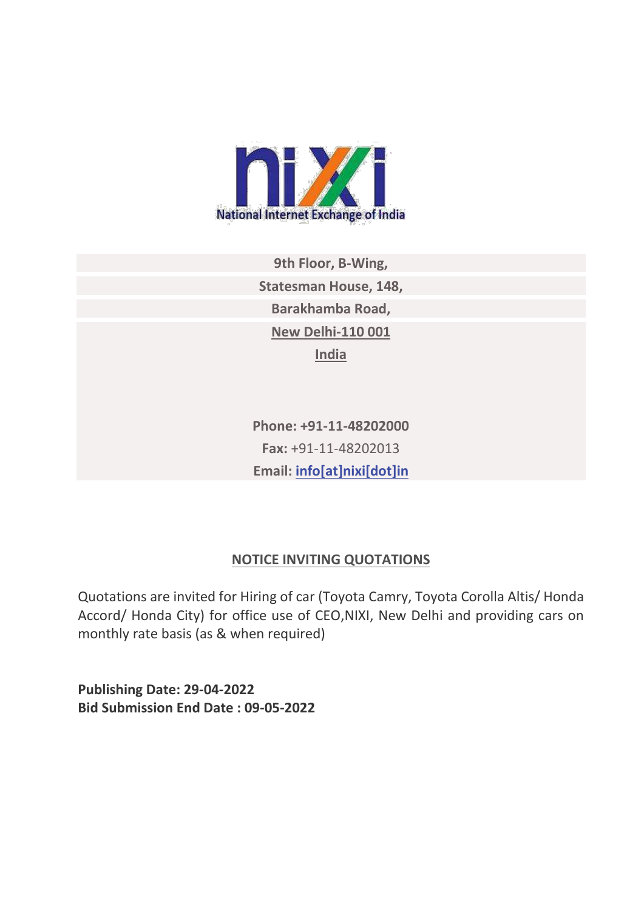National Internet Exchange of India

**9th Floor, B-Wing,**

**Statesman House, 148,**

**Barakhamba Road,**

**New Delhi-110 001**

**India**

**Phone: +91-11-48202000**

**Fax:** +91-11-48202013

**Email: info[at]nixi[dot]in**

## NOTICE INVITING QUOTATIONS

Quotations are invited for Hiring of car (Toyota Camry, Toyota Corolla Altis/ Honda Accord/ Honda City) for office use of CEO,NIXI, New Delhi and providing cars on monthly rate basis (as & when required)

**Publishing Date: 29-04-2022**
**Bid Submission End Date : 09-05-2022**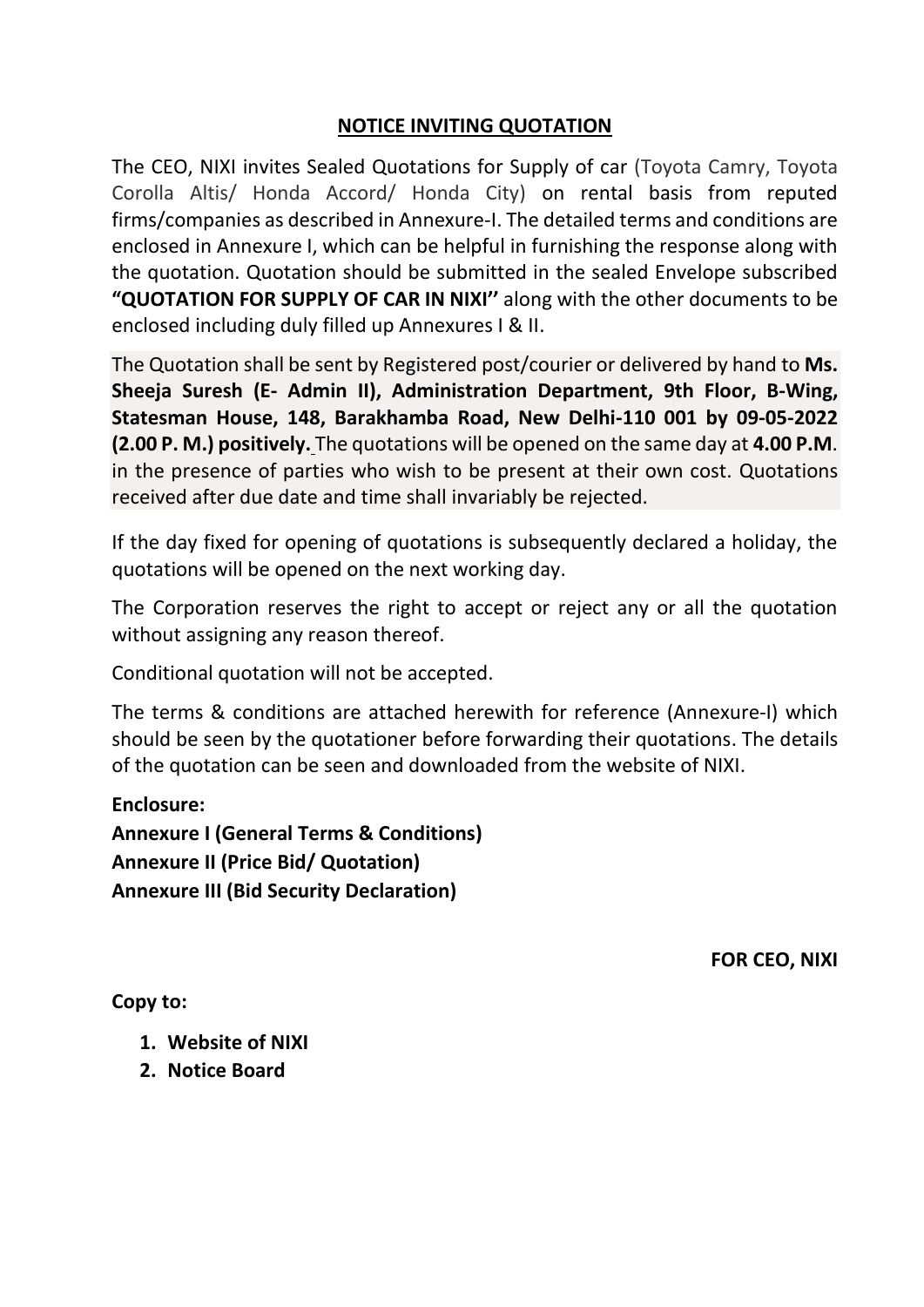## NOTICE INVITING QUOTATION

The CEO, NIXI invites Sealed Quotations for Supply of car (Toyota Camry, Toyota Corolla Altis/ Honda Accord/ Honda City) on rental basis from reputed firms/companies as described in Annexure-I. The detailed terms and conditions are enclosed in Annexure I, which can be helpful in furnishing the response along with the quotation. Quotation should be submitted in the sealed Envelope subscribed **"QUOTATION FOR SUPPLY OF CAR IN NIXI"** along with the other documents to be enclosed including duly filled up Annexures I & II.

The Quotation shall be sent by Registered post/courier or delivered by hand to **Ms. Sheeja Suresh (E- Admin II), Administration Department, 9th Floor, B-Wing, Statesman House, 148, Barakhamba Road, New Delhi-110 001 by 09-05-2022 (2.00 P. M.) positively.** The quotations will be opened on the same day at **4.00 P.M**. in the presence of parties who wish to be present at their own cost. Quotations received after due date and time shall invariably be rejected.

If the day fixed for opening of quotations is subsequently declared a holiday, the quotations will be opened on the next working day.

The Corporation reserves the right to accept or reject any or all the quotation without assigning any reason thereof.

Conditional quotation will not be accepted.

The terms & conditions are attached herewith for reference (Annexure-I) which should be seen by the quotationer before forwarding their quotations. The details of the quotation can be seen and downloaded from the website of NIXI.

**Enclosure:**
**Annexure I (General Terms & Conditions)**
**Annexure II (Price Bid/ Quotation)**
**Annexure III (Bid Security Declaration)**

**FOR CEO, NIXI**

**Copy to:**

1. **Website of NIXI**
2. **Notice Board**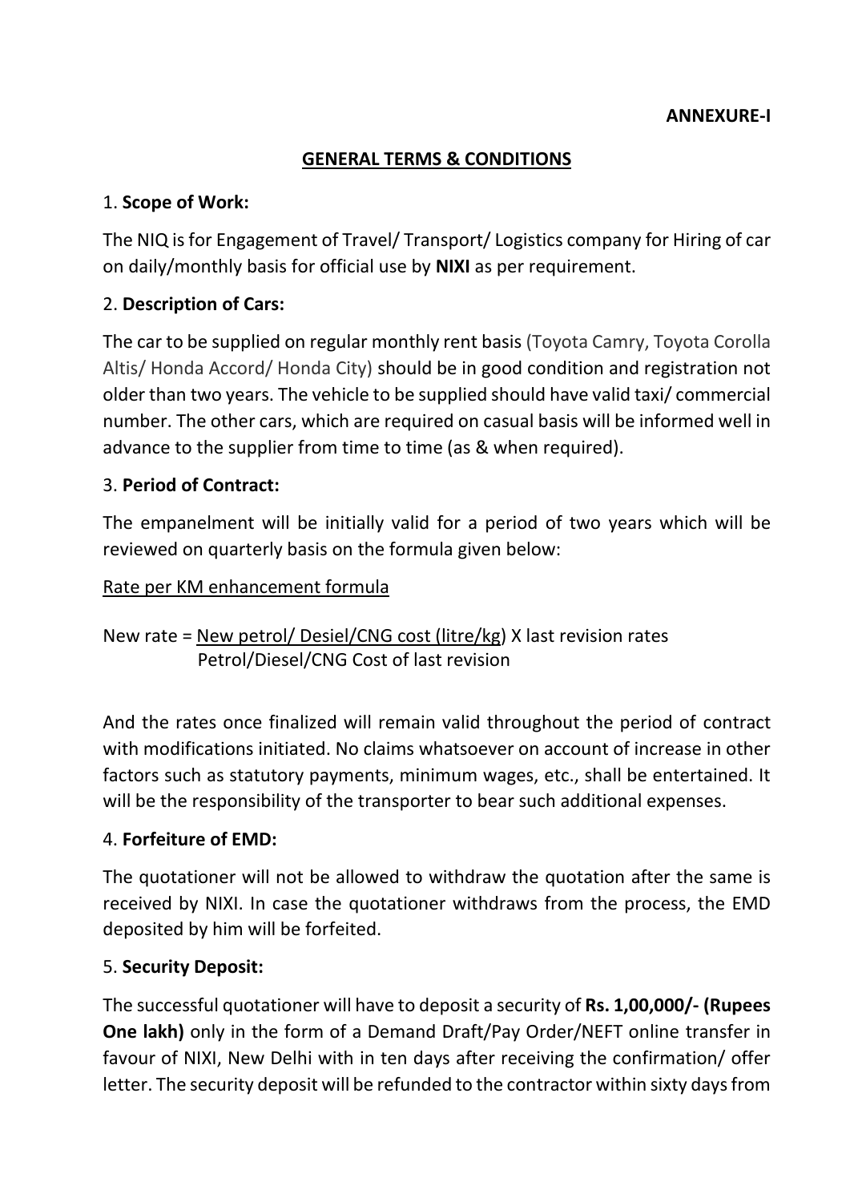**ANNEXURE-I**

## GENERAL TERMS & CONDITIONS

1. **Scope of Work:**

The NIQ is for Engagement of Travel/ Transport/ Logistics company for Hiring of car on daily/monthly basis for official use by **NIXI** as per requirement.

2. **Description of Cars:**

The car to be supplied on regular monthly rent basis (Toyota Camry, Toyota Corolla Altis/ Honda Accord/ Honda City) should be in good condition and registration not older than two years. The vehicle to be supplied should have valid taxi/ commercial number. The other cars, which are required on casual basis will be informed well in advance to the supplier from time to time (as & when required).

3. **Period of Contract:**

The empanelment will be initially valid for a period of two years which will be reviewed on quarterly basis on the formula given below:

<u>Rate per KM enhancement formula</u>

$$\text{New rate} = \frac{\text{New petrol/ Desiel/CNG cost (litre/kg)}}{\text{Petrol/Diesel/CNG Cost of last revision}} \times \text{last revision rates}$$

And the rates once finalized will remain valid throughout the period of contract with modifications initiated. No claims whatsoever on account of increase in other factors such as statutory payments, minimum wages, etc., shall be entertained. It will be the responsibility of the transporter to bear such additional expenses.

4. **Forfeiture of EMD:**

The quotationer will not be allowed to withdraw the quotation after the same is received by NIXI. In case the quotationer withdraws from the process, the EMD deposited by him will be forfeited.

5. **Security Deposit:**

The successful quotationer will have to deposit a security of **Rs. 1,00,000/- (Rupees One lakh)** only in the form of a Demand Draft/Pay Order/NEFT online transfer in favour of NIXI, New Delhi with in ten days after receiving the confirmation/ offer letter. The security deposit will be refunded to the contractor within sixty days from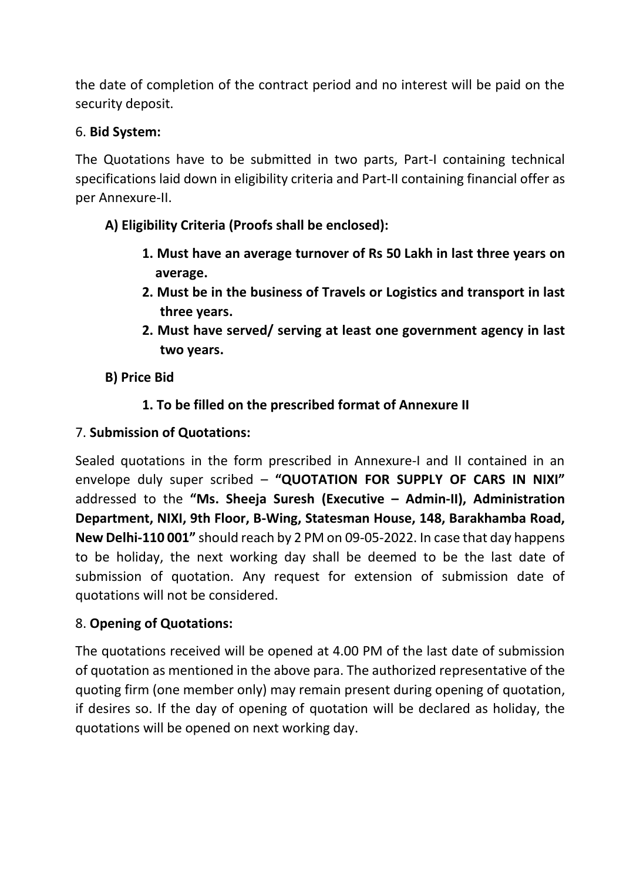the date of completion of the contract period and no interest will be paid on the security deposit.

6. **Bid System:**

The Quotations have to be submitted in two parts, Part-I containing technical specifications laid down in eligibility criteria and Part-II containing financial offer as per Annexure-II.

**A) Eligibility Criteria (Proofs shall be enclosed):**

1. **Must have an average turnover of Rs 50 Lakh in last three years on average.**
2. **Must be in the business of Travels or Logistics and transport in last three years.**
2. **Must have served/ serving at least one government agency in last two years.**

**B) Price Bid**

1. **To be filled on the prescribed format of Annexure II**

7. **Submission of Quotations:**

Sealed quotations in the form prescribed in Annexure-I and II contained in an envelope duly super scribed – **"QUOTATION FOR SUPPLY OF CARS IN NIXI"** addressed to the **"Ms. Sheeja Suresh (Executive – Admin-II), Administration Department, NIXI, 9th Floor, B-Wing, Statesman House, 148, Barakhamba Road, New Delhi-110 001"** should reach by 2 PM on 09-05-2022. In case that day happens to be holiday, the next working day shall be deemed to be the last date of submission of quotation. Any request for extension of submission date of quotations will not be considered.

8. **Opening of Quotations:**

The quotations received will be opened at 4.00 PM of the last date of submission of quotation as mentioned in the above para. The authorized representative of the quoting firm (one member only) may remain present during opening of quotation, if desires so. If the day of opening of quotation will be declared as holiday, the quotations will be opened on next working day.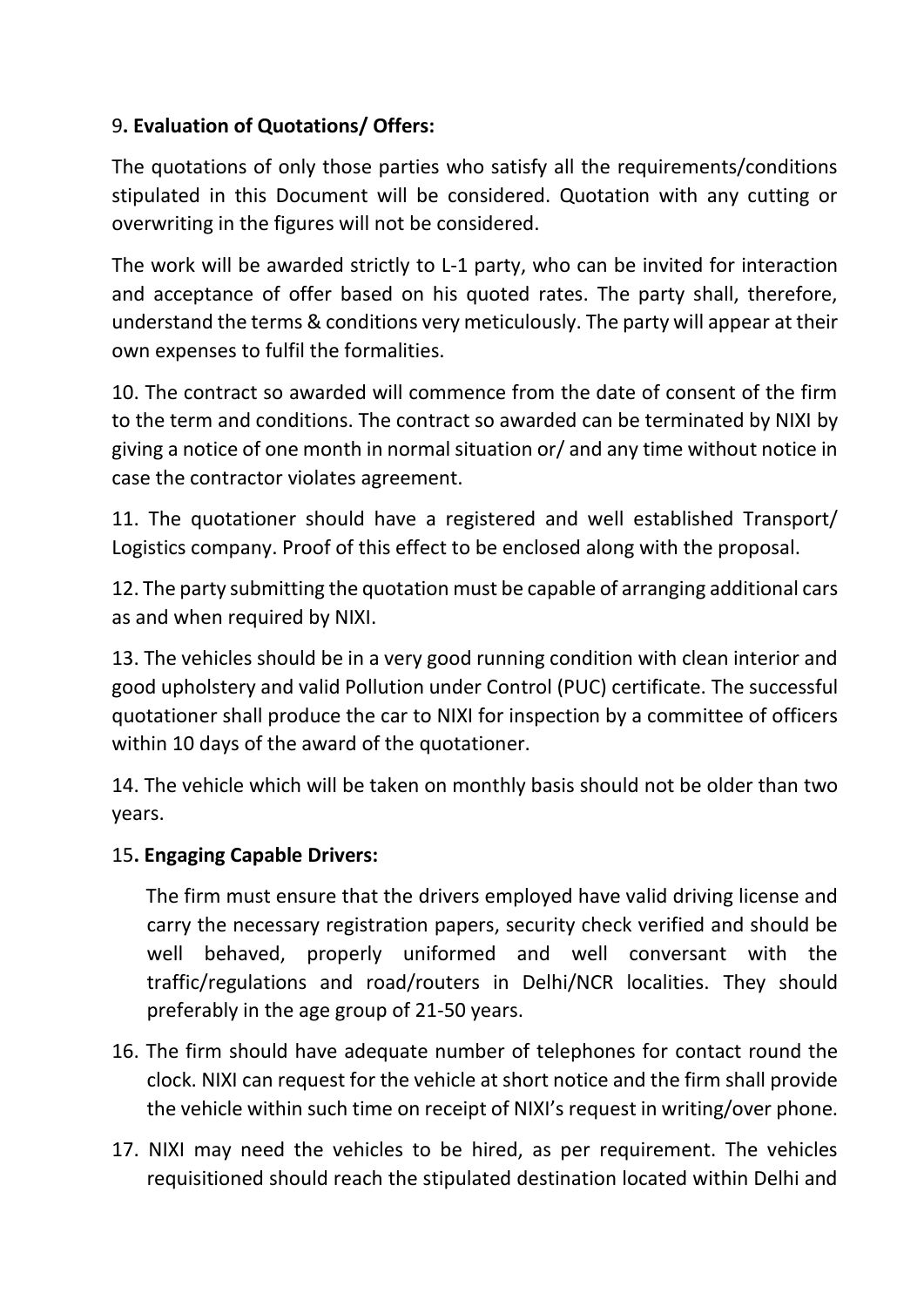9**. Evaluation of Quotations/ Offers:**

The quotations of only those parties who satisfy all the requirements/conditions stipulated in this Document will be considered. Quotation with any cutting or overwriting in the figures will not be considered.

The work will be awarded strictly to L-1 party, who can be invited for interaction and acceptance of offer based on his quoted rates. The party shall, therefore, understand the terms & conditions very meticulously. The party will appear at their own expenses to fulfil the formalities.

10. The contract so awarded will commence from the date of consent of the firm to the term and conditions. The contract so awarded can be terminated by NIXI by giving a notice of one month in normal situation or/ and any time without notice in case the contractor violates agreement.

11. The quotationer should have a registered and well established Transport/ Logistics company. Proof of this effect to be enclosed along with the proposal.

12. The party submitting the quotation must be capable of arranging additional cars as and when required by NIXI.

13. The vehicles should be in a very good running condition with clean interior and good upholstery and valid Pollution under Control (PUC) certificate. The successful quotationer shall produce the car to NIXI for inspection by a committee of officers within 10 days of the award of the quotationer.

14. The vehicle which will be taken on monthly basis should not be older than two years.

15**. Engaging Capable Drivers:**

The firm must ensure that the drivers employed have valid driving license and carry the necessary registration papers, security check verified and should be well behaved, properly uniformed and well conversant with the traffic/regulations and road/routers in Delhi/NCR localities. They should preferably in the age group of 21-50 years.

16. The firm should have adequate number of telephones for contact round the clock. NIXI can request for the vehicle at short notice and the firm shall provide the vehicle within such time on receipt of NIXI's request in writing/over phone.

17. NIXI may need the vehicles to be hired, as per requirement. The vehicles requisitioned should reach the stipulated destination located within Delhi and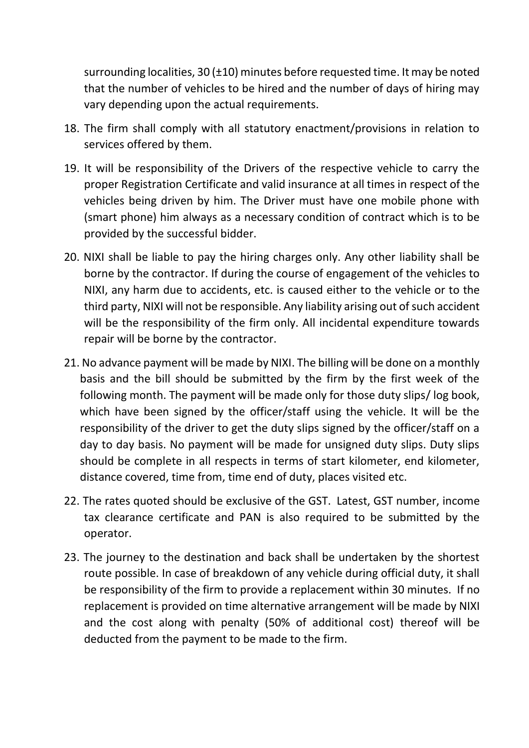surrounding localities, 30 (±10) minutes before requested time. It may be noted that the number of vehicles to be hired and the number of days of hiring may vary depending upon the actual requirements.

18. The firm shall comply with all statutory enactment/provisions in relation to services offered by them.

19. It will be responsibility of the Drivers of the respective vehicle to carry the proper Registration Certificate and valid insurance at all times in respect of the vehicles being driven by him. The Driver must have one mobile phone with (smart phone) him always as a necessary condition of contract which is to be provided by the successful bidder.

20. NIXI shall be liable to pay the hiring charges only. Any other liability shall be borne by the contractor. If during the course of engagement of the vehicles to NIXI, any harm due to accidents, etc. is caused either to the vehicle or to the third party, NIXI will not be responsible. Any liability arising out of such accident will be the responsibility of the firm only. All incidental expenditure towards repair will be borne by the contractor.

21. No advance payment will be made by NIXI. The billing will be done on a monthly basis and the bill should be submitted by the firm by the first week of the following month. The payment will be made only for those duty slips/ log book, which have been signed by the officer/staff using the vehicle. It will be the responsibility of the driver to get the duty slips signed by the officer/staff on a day to day basis. No payment will be made for unsigned duty slips. Duty slips should be complete in all respects in terms of start kilometer, end kilometer, distance covered, time from, time end of duty, places visited etc.

22. The rates quoted should be exclusive of the GST. Latest, GST number, income tax clearance certificate and PAN is also required to be submitted by the operator.

23. The journey to the destination and back shall be undertaken by the shortest route possible. In case of breakdown of any vehicle during official duty, it shall be responsibility of the firm to provide a replacement within 30 minutes. If no replacement is provided on time alternative arrangement will be made by NIXI and the cost along with penalty (50% of additional cost) thereof will be deducted from the payment to be made to the firm.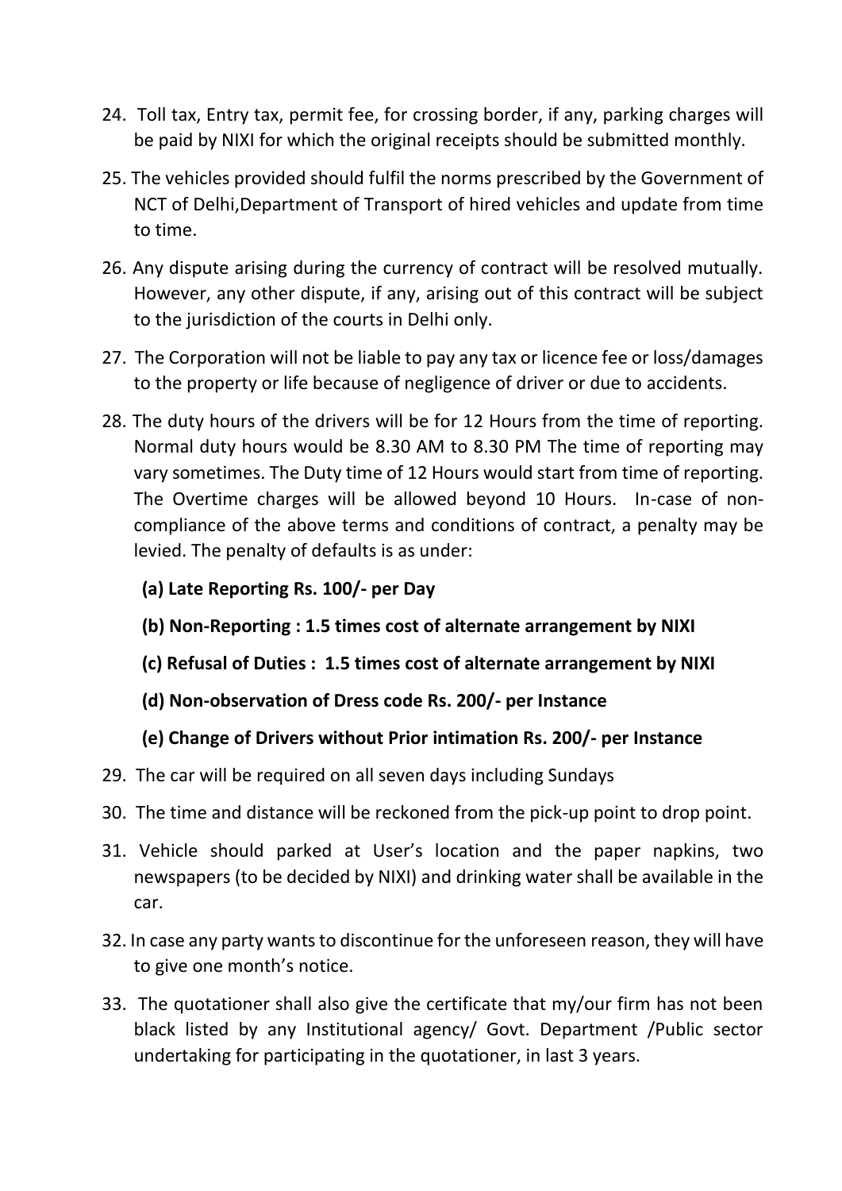24. Toll tax, Entry tax, permit fee, for crossing border, if any, parking charges will be paid by NIXI for which the original receipts should be submitted monthly.

25. The vehicles provided should fulfil the norms prescribed by the Government of NCT of Delhi,Department of Transport of hired vehicles and update from time to time.

26. Any dispute arising during the currency of contract will be resolved mutually. However, any other dispute, if any, arising out of this contract will be subject to the jurisdiction of the courts in Delhi only.

27. The Corporation will not be liable to pay any tax or licence fee or loss/damages to the property or life because of negligence of driver or due to accidents.

28. The duty hours of the drivers will be for 12 Hours from the time of reporting. Normal duty hours would be 8.30 AM to 8.30 PM The time of reporting may vary sometimes. The Duty time of 12 Hours would start from time of reporting. The Overtime charges will be allowed beyond 10 Hours. In-case of non-compliance of the above terms and conditions of contract, a penalty may be levied. The penalty of defaults is as under:

    **(a) Late Reporting Rs. 100/- per Day**

    **(b) Non-Reporting : 1.5 times cost of alternate arrangement by NIXI**

    **(c) Refusal of Duties : 1.5 times cost of alternate arrangement by NIXI**

    **(d) Non-observation of Dress code Rs. 200/- per Instance**

    **(e) Change of Drivers without Prior intimation Rs. 200/- per Instance**

29. The car will be required on all seven days including Sundays

30. The time and distance will be reckoned from the pick-up point to drop point.

31. Vehicle should parked at User's location and the paper napkins, two newspapers (to be decided by NIXI) and drinking water shall be available in the car.

32. In case any party wants to discontinue for the unforeseen reason, they will have to give one month's notice.

33. The quotationer shall also give the certificate that my/our firm has not been black listed by any Institutional agency/ Govt. Department /Public sector undertaking for participating in the quotationer, in last 3 years.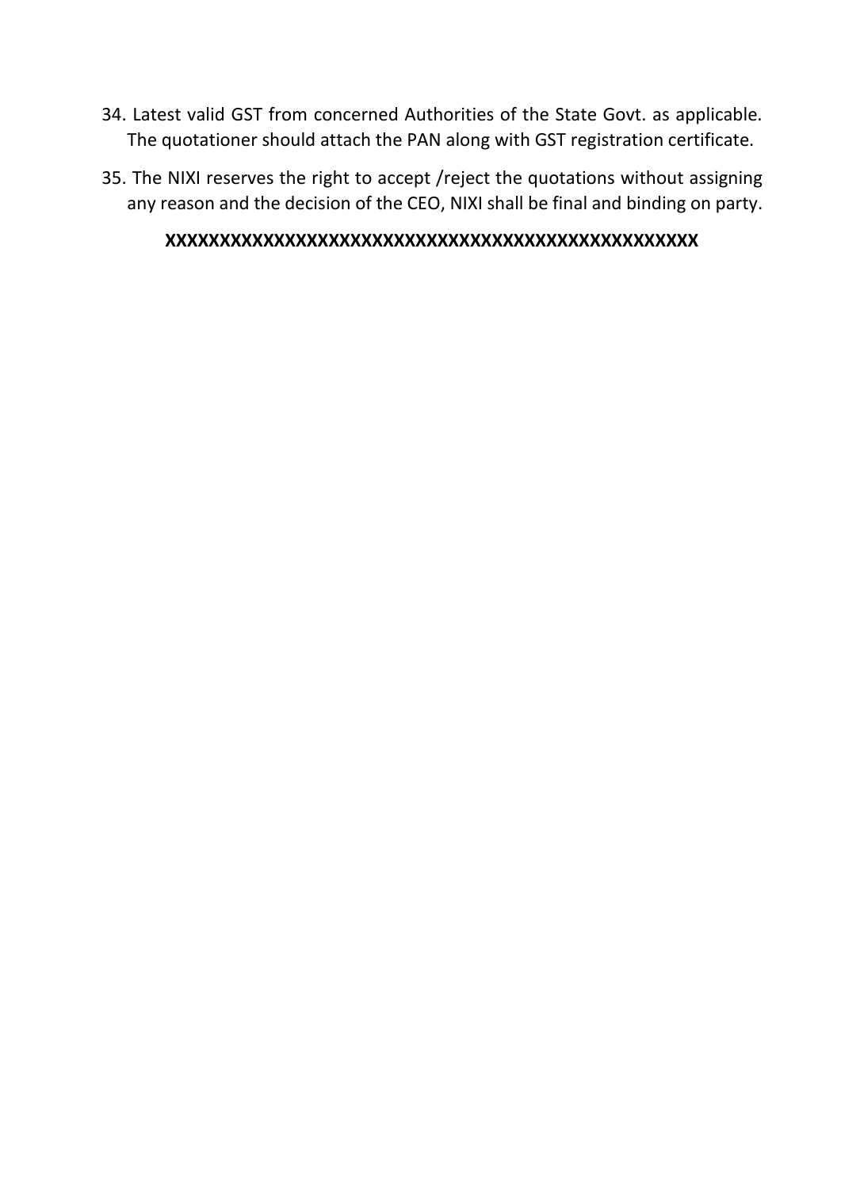34. Latest valid GST from concerned Authorities of the State Govt. as applicable. The quotationer should attach the PAN along with GST registration certificate.

35. The NIXI reserves the right to accept /reject the quotations without assigning any reason and the decision of the CEO, NIXI shall be final and binding on party.

**XXXXXXXXXXXXXXXXXXXXXXXXXXXXXXXXXXXXXXXXXXXXXXXX**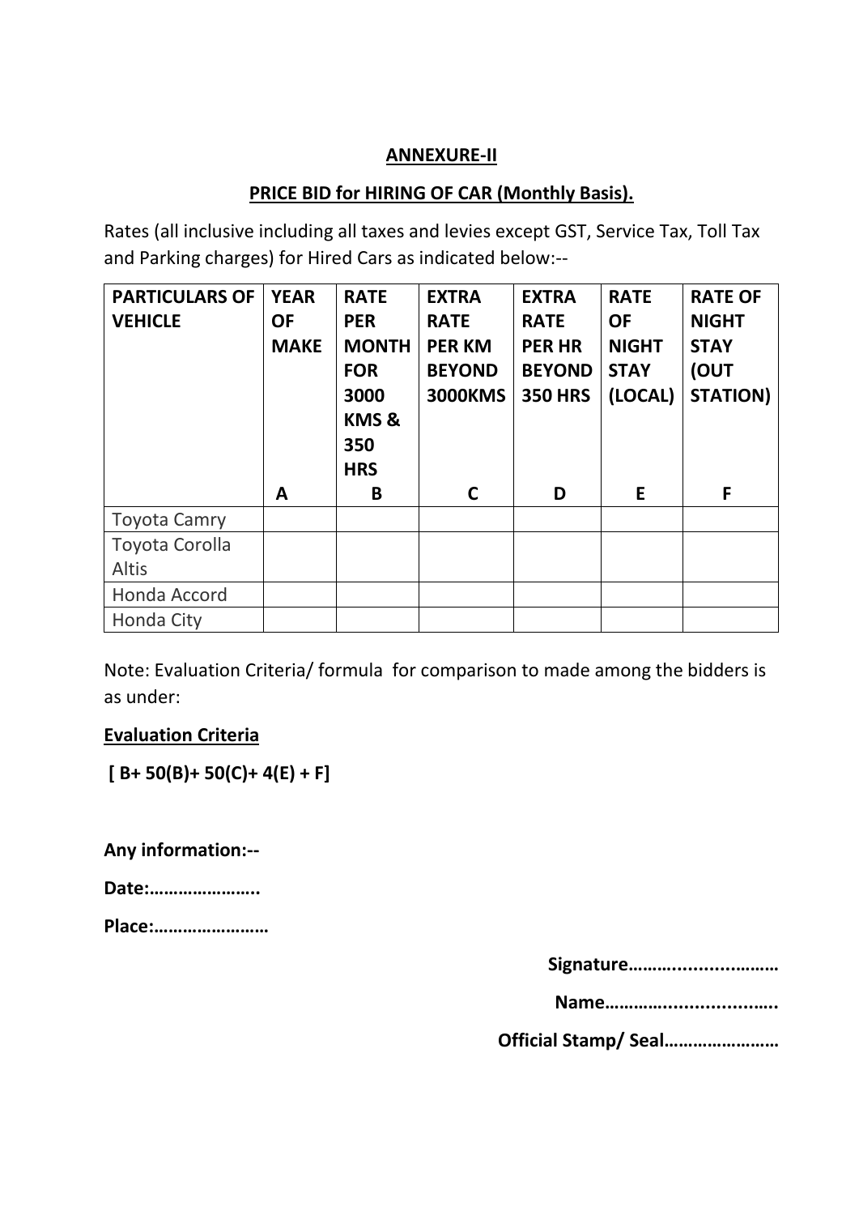**ANNEXURE-II**

**PRICE BID for HIRING OF CAR (Monthly Basis).**

Rates (all inclusive including all taxes and levies except GST, Service Tax, Toll Tax and Parking charges) for Hired Cars as indicated below:--

| PARTICULARS OF VEHICLE | YEAR OF MAKE A | RATE PER MONTH FOR 3000 KMS & 350 HRS B | EXTRA RATE PER KM BEYOND 3000KMS C | EXTRA RATE PER HR BEYOND 350 HRS D | RATE OF NIGHT STAY (LOCAL) E | RATE OF NIGHT STAY (OUT STATION) F |
|---|---|---|---|---|---|---|
| Toyota Camry | | | | | | |
| Toyota Corolla Altis | | | | | | |
| Honda Accord | | | | | | |
| Honda City | | | | | | |

Note: Evaluation Criteria/ formula for comparison to made among the bidders is as under:

**Evaluation Criteria**

**[ B+ 50(B)+ 50(C)+ 4(E) + F]**

**Any information:--**

**Date:…………………..**

**Place:……………………**

**Signature………...................**

**Name……….......................**

**Official Stamp/ Seal……………………**